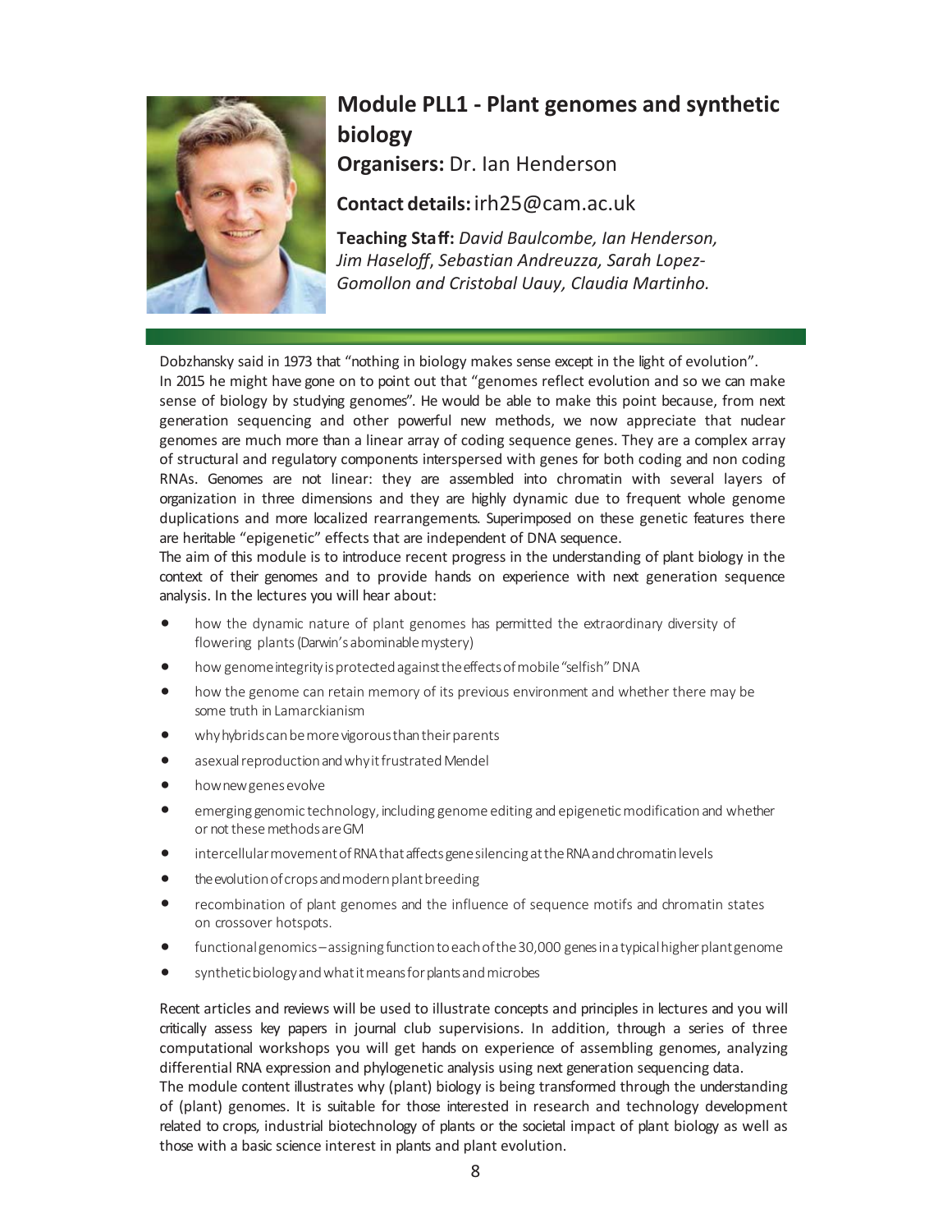# Module PLL1 - Plant genomes and synthetic biology

**Organisers:** Dr. Ian Henderson

**Contact details:** irh25@cam.ac.uk

**Teaching Staff:** *David Baulcombe, Ian Henderson, Jim Haseloff, Sebastian Andreuzza, Sarah Lopez-Gomollon and Cristobal Uauy, Claudia Martinho.*

Dobzhansky said in 1973 that "nothing in biology makes sense except in the light of evolution". In 2015 he might have gone on to point out that "genomes reflect evolution and so we can make sense of biology by studying genomes". He would be able to make this point because, from next generation sequencing and other powerful new methods, we now appreciate that nuclear genomes are much more than a linear array of coding sequence genes. They are a complex array of structural and regulatory components interspersed with genes for both coding and non coding RNAs. Genomes are not linear: they are assembled into chromatin with several layers of organization in three dimensions and they are highly dynamic due to frequent whole genome duplications and more localized rearrangements. Superimposed on these genetic features there are heritable "epigenetic" effects that are independent of DNA sequence.

The aim of this module is to introduce recent progress in the understanding of plant biology in the context of their genomes and to provide hands on experience with next generation sequence analysis. In the lectures you will hear about:

- how the dynamic nature of plant genomes has permitted the extraordinary diversity of flowering plants (Darwin's abominable mystery)
- how genome integrity is protected against the effects of mobile "selfish" DNA
- how the genome can retain memory of its previous environment and whether there may be some truth in Lamarckianism
- why hybrids can be more vigorous than their parents
- asexual reproduction and why it frustrated Mendel
- how new genes evolve
- emerging genomic technology, including genome editing and epigenetic modification and whether or not these methods are GM
- intercellular movement of RNA that affects gene silencing at the RNA and chromatin levels
- the evolution of crops and modern plant breeding
- recombination of plant genomes and the influence of sequence motifs and chromatin states on crossover hotspots.
- functional genomics – assigning function to each of the 30,000 genes in a typical higher plant genome
- synthetic biology and what it means for plants and microbes

Recent articles and reviews will be used to illustrate concepts and principles in lectures and you will critically assess key papers in journal club supervisions. In addition, through a series of three computational workshops you will get hands on experience of assembling genomes, analyzing differential RNA expression and phylogenetic analysis using next generation sequencing data.

The module content illustrates why (plant) biology is being transformed through the understanding of (plant) genomes. It is suitable for those interested in research and technology development related to crops, industrial biotechnology of plants or the societal impact of plant biology as well as those with a basic science interest in plants and plant evolution.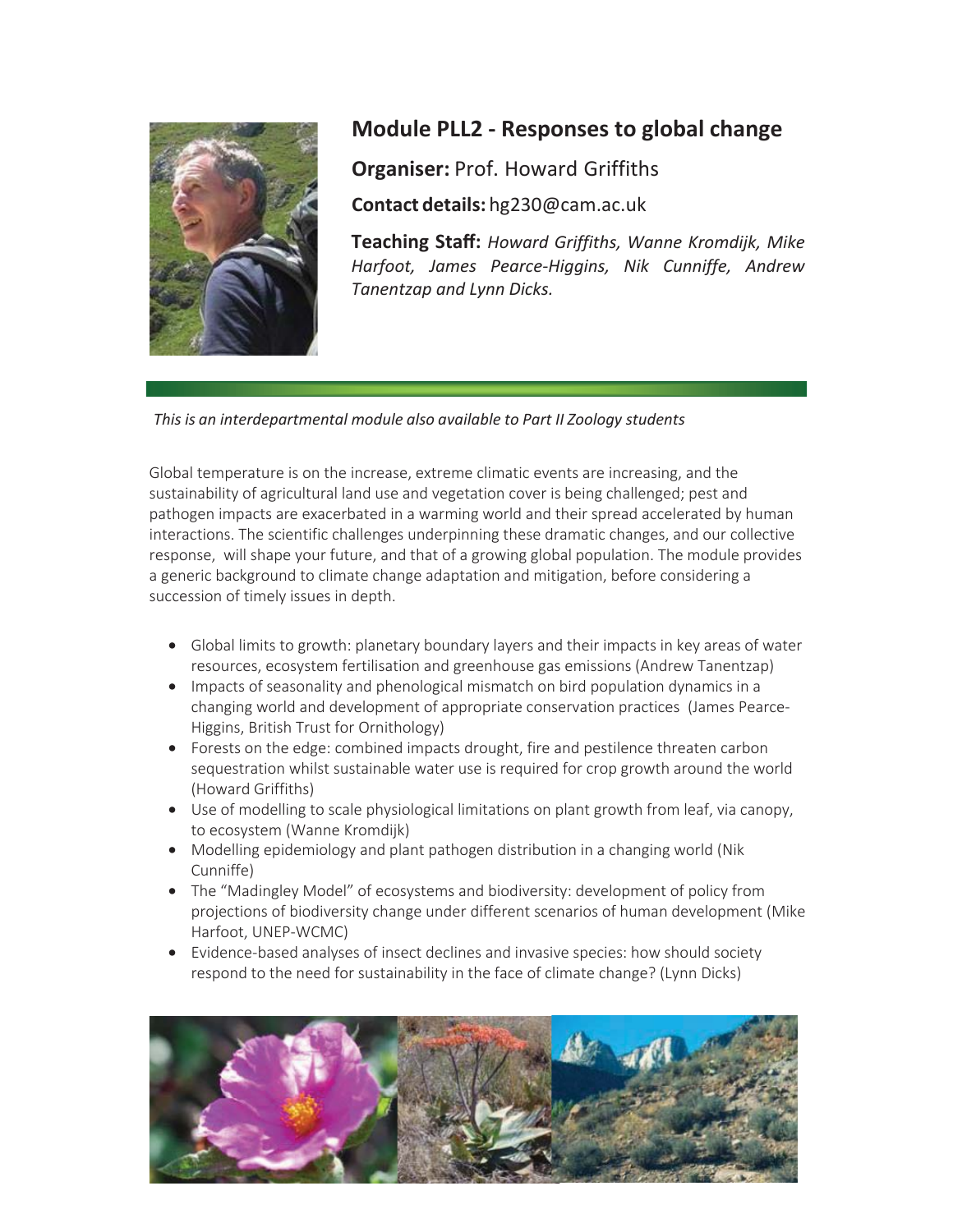## Module PLL2 - Responses to global change

**Organiser:** Prof. Howard Griffiths

**Contact details:** hg230@cam.ac.uk

**Teaching Staff:** *Howard Griffiths, Wanne Kromdijk, Mike Harfoot, James Pearce-Higgins, Nik Cunniffe, Andrew Tanentzap and Lynn Dicks.*

*This is an interdepartmental module also available to Part II Zoology students*

Global temperature is on the increase, extreme climatic events are increasing, and the sustainability of agricultural land use and vegetation cover is being challenged; pest and pathogen impacts are exacerbated in a warming world and their spread accelerated by human interactions. The scientific challenges underpinning these dramatic changes, and our collective response, will shape your future, and that of a growing global population. The module provides a generic background to climate change adaptation and mitigation, before considering a succession of timely issues in depth.

- Global limits to growth: planetary boundary layers and their impacts in key areas of water resources, ecosystem fertilisation and greenhouse gas emissions (Andrew Tanentzap)
- Impacts of seasonality and phenological mismatch on bird population dynamics in a changing world and development of appropriate conservation practices (James Pearce-Higgins, British Trust for Ornithology)
- Forests on the edge: combined impacts drought, fire and pestilence threaten carbon sequestration whilst sustainable water use is required for crop growth around the world (Howard Griffiths)
- Use of modelling to scale physiological limitations on plant growth from leaf, via canopy, to ecosystem (Wanne Kromdijk)
- Modelling epidemiology and plant pathogen distribution in a changing world (Nik Cunniffe)
- The "Madingley Model" of ecosystems and biodiversity: development of policy from projections of biodiversity change under different scenarios of human development (Mike Harfoot, UNEP-WCMC)
- Evidence-based analyses of insect declines and invasive species: how should society respond to the need for sustainability in the face of climate change? (Lynn Dicks)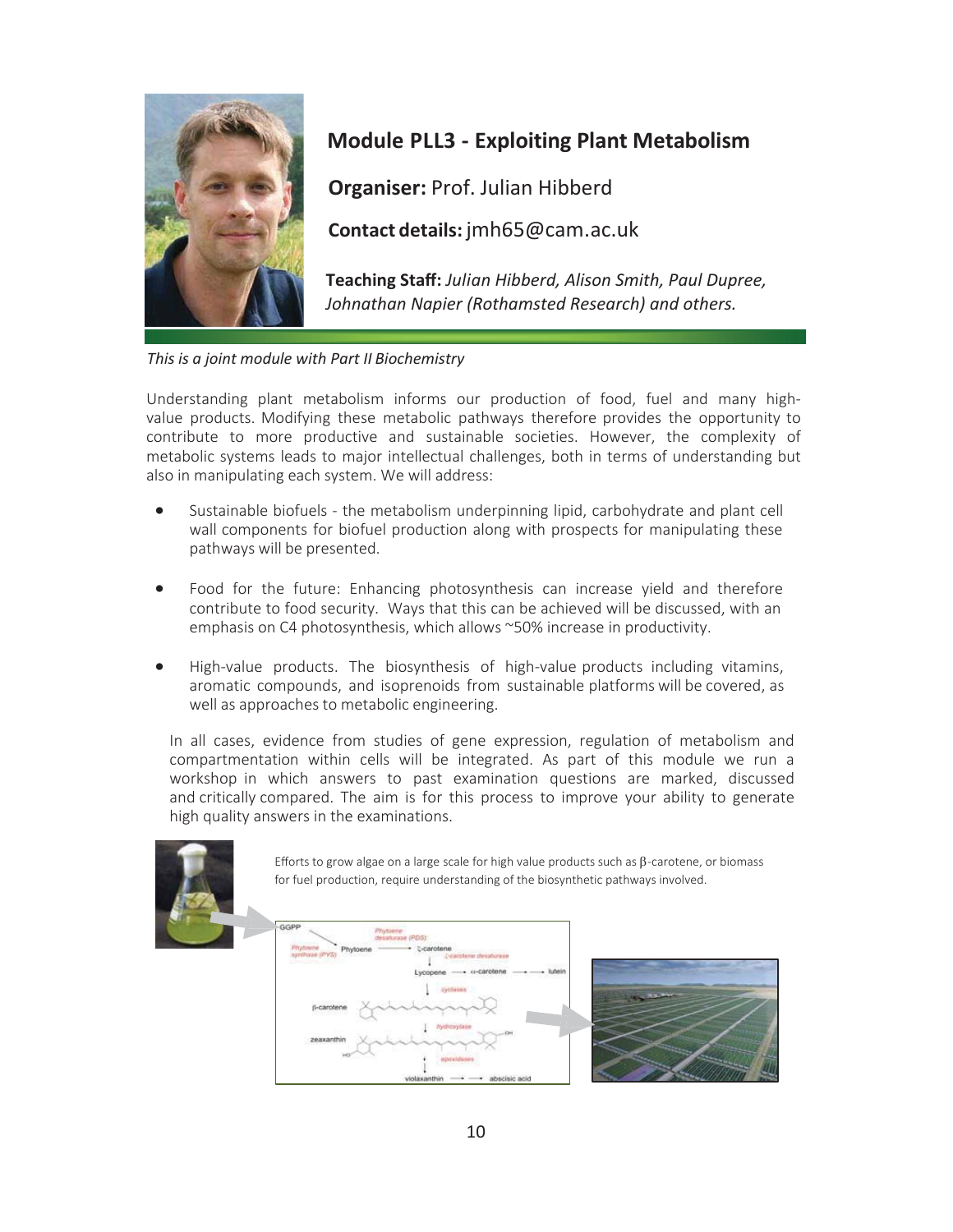## Module PLL3 - Exploiting Plant Metabolism

**Organiser:** Prof. Julian Hibberd

**Contact details:** jmh65@cam.ac.uk

**Teaching Staff:** *Julian Hibberd, Alison Smith, Paul Dupree, Johnathan Napier (Rothamsted Research) and others.*

*This is a joint module with Part II Biochemistry*

Understanding plant metabolism informs our production of food, fuel and many high-value products. Modifying these metabolic pathways therefore provides the opportunity to contribute to more productive and sustainable societies. However, the complexity of metabolic systems leads to major intellectual challenges, both in terms of understanding but also in manipulating each system. We will address:

- Sustainable biofuels - the metabolism underpinning lipid, carbohydrate and plant cell wall components for biofuel production along with prospects for manipulating these pathways will be presented.
- Food for the future: Enhancing photosynthesis can increase yield and therefore contribute to food security. Ways that this can be achieved will be discussed, with an emphasis on C4 photosynthesis, which allows ~50% increase in productivity.
- High-value products. The biosynthesis of high-value products including vitamins, aromatic compounds, and isoprenoids from sustainable platforms will be covered, as well as approaches to metabolic engineering.

In all cases, evidence from studies of gene expression, regulation of metabolism and compartmentation within cells will be integrated. As part of this module we run a workshop in which answers to past examination questions are marked, discussed and critically compared. The aim is for this process to improve your ability to generate high quality answers in the examinations.

Efforts to grow algae on a large scale for high value products such as β-carotene, or biomass for fuel production, require understanding of the biosynthetic pathways involved.